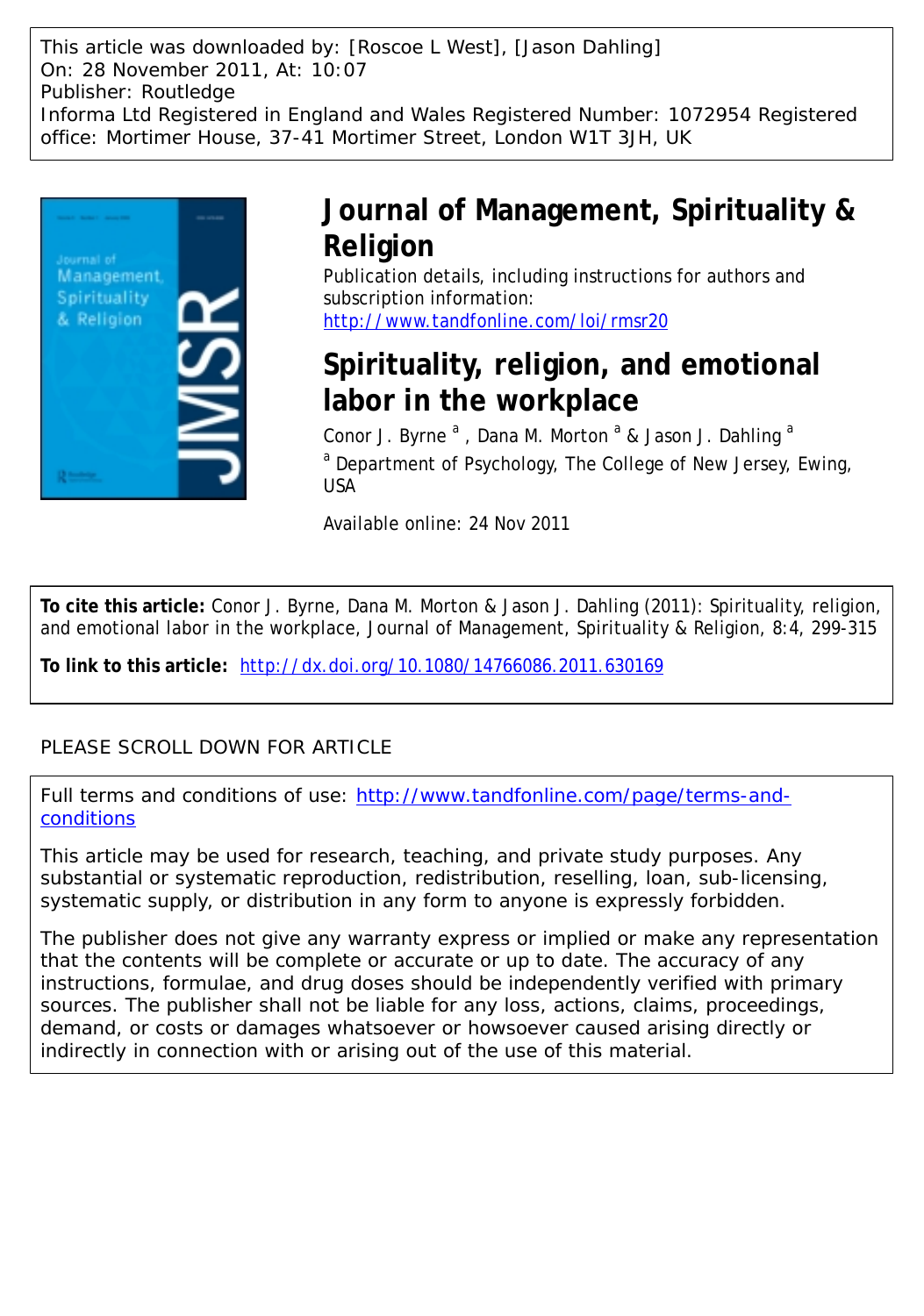This article was downloaded by: [Roscoe L West], [Jason Dahling]
On: 28 November 2011, At: 10:07
Publisher: Routledge
Informa Ltd Registered in England and Wales Registered Number: 1072954 Registered office: Mortimer House, 37-41 Mortimer Street, London W1T 3JH, UK

# Journal of Management, Spirituality & Religion

Publication details, including instructions for authors and subscription information:
http://www.tandfonline.com/loi/rmsr20

## Spirituality, religion, and emotional labor in the workplace

Conor J. Byrne [a], Dana M. Morton [a] & Jason J. Dahling [a]

[a] Department of Psychology, The College of New Jersey, Ewing, USA

Available online: 24 Nov 2011

**To cite this article:** Conor J. Byrne, Dana M. Morton & Jason J. Dahling (2011): Spirituality, religion, and emotional labor in the workplace, Journal of Management, Spirituality & Religion, 8:4, 299-315

**To link to this article:** http://dx.doi.org/10.1080/14766086.2011.630169

PLEASE SCROLL DOWN FOR ARTICLE

Full terms and conditions of use: http://www.tandfonline.com/page/terms-and-conditions

This article may be used for research, teaching, and private study purposes. Any substantial or systematic reproduction, redistribution, reselling, loan, sub-licensing, systematic supply, or distribution in any form to anyone is expressly forbidden.

The publisher does not give any warranty express or implied or make any representation that the contents will be complete or accurate or up to date. The accuracy of any instructions, formulae, and drug doses should be independently verified with primary sources. The publisher shall not be liable for any loss, actions, claims, proceedings, demand, or costs or damages whatsoever or howsoever caused arising directly or indirectly in connection with or arising out of the use of this material.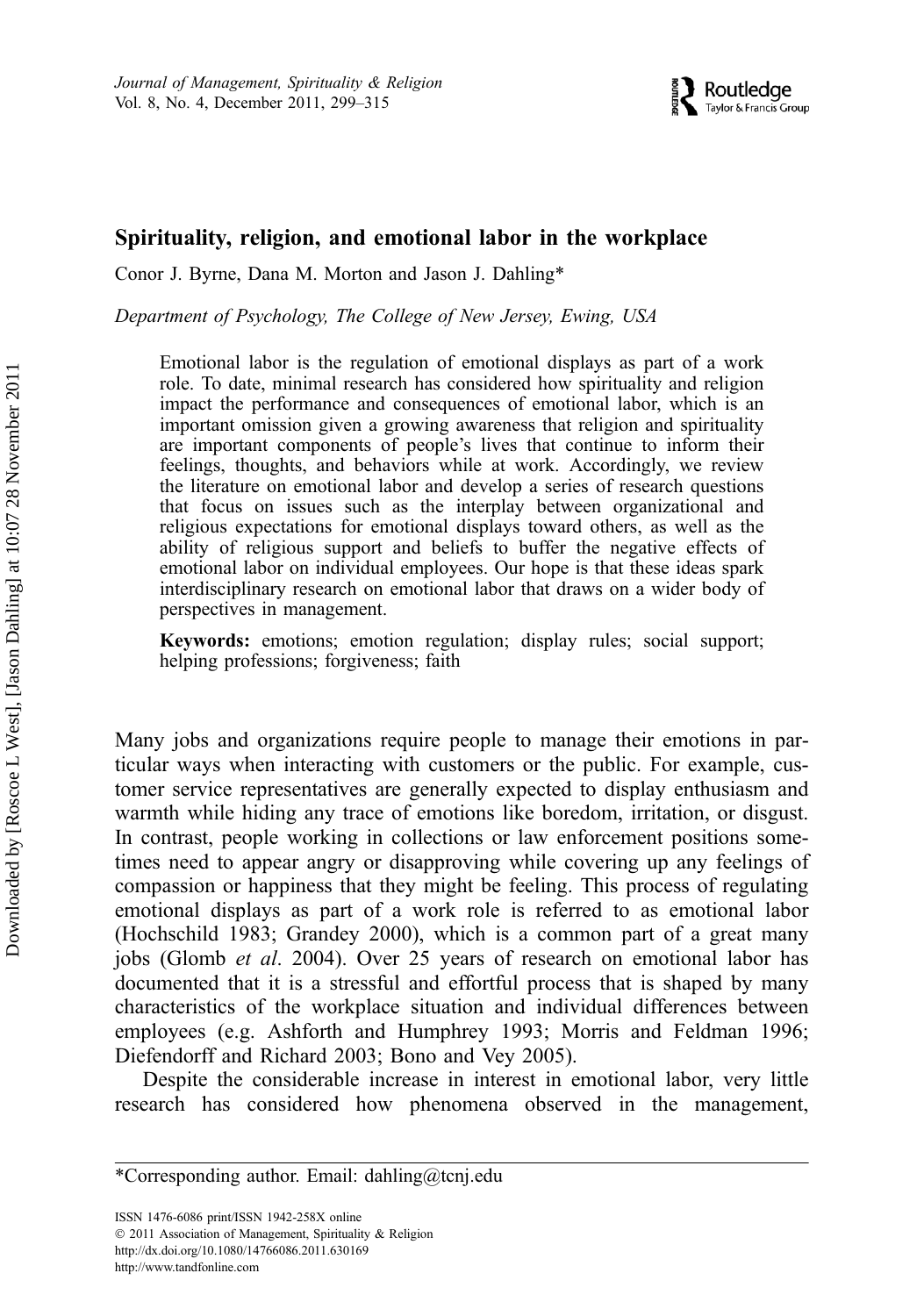# Spirituality, religion, and emotional labor in the workplace

Conor J. Byrne, Dana M. Morton and Jason J. Dahling*

*Department of Psychology, The College of New Jersey, Ewing, USA*

> Emotional labor is the regulation of emotional displays as part of a work role. To date, minimal research has considered how spirituality and religion impact the performance and consequences of emotional labor, which is an important omission given a growing awareness that religion and spirituality are important components of people's lives that continue to inform their feelings, thoughts, and behaviors while at work. Accordingly, we review the literature on emotional labor and develop a series of research questions that focus on issues such as the interplay between organizational and religious expectations for emotional displays toward others, as well as the ability of religious support and beliefs to buffer the negative effects of emotional labor on individual employees. Our hope is that these ideas spark interdisciplinary research on emotional labor that draws on a wider body of perspectives in management.
>
> **Keywords:** emotions; emotion regulation; display rules; social support; helping professions; forgiveness; faith

Many jobs and organizations require people to manage their emotions in particular ways when interacting with customers or the public. For example, customer service representatives are generally expected to display enthusiasm and warmth while hiding any trace of emotions like boredom, irritation, or disgust. In contrast, people working in collections or law enforcement positions sometimes need to appear angry or disapproving while covering up any feelings of compassion or happiness that they might be feeling. This process of regulating emotional displays as part of a work role is referred to as emotional labor (Hochschild 1983; Grandey 2000), which is a common part of a great many jobs (Glomb *et al*. 2004). Over 25 years of research on emotional labor has documented that it is a stressful and effortful process that is shaped by many characteristics of the workplace situation and individual differences between employees (e.g. Ashforth and Humphrey 1993; Morris and Feldman 1996; Diefendorff and Richard 2003; Bono and Vey 2005).

Despite the considerable increase in interest in emotional labor, very little research has considered how phenomena observed in the management,

*Corresponding author. Email: dahling@tcnj.edu

ISSN 1476-6086 print/ISSN 1942-258X online
© 2011 Association of Management, Spirituality & Religion
http://dx.doi.org/10.1080/14766086.2011.630169
http://www.tandfonline.com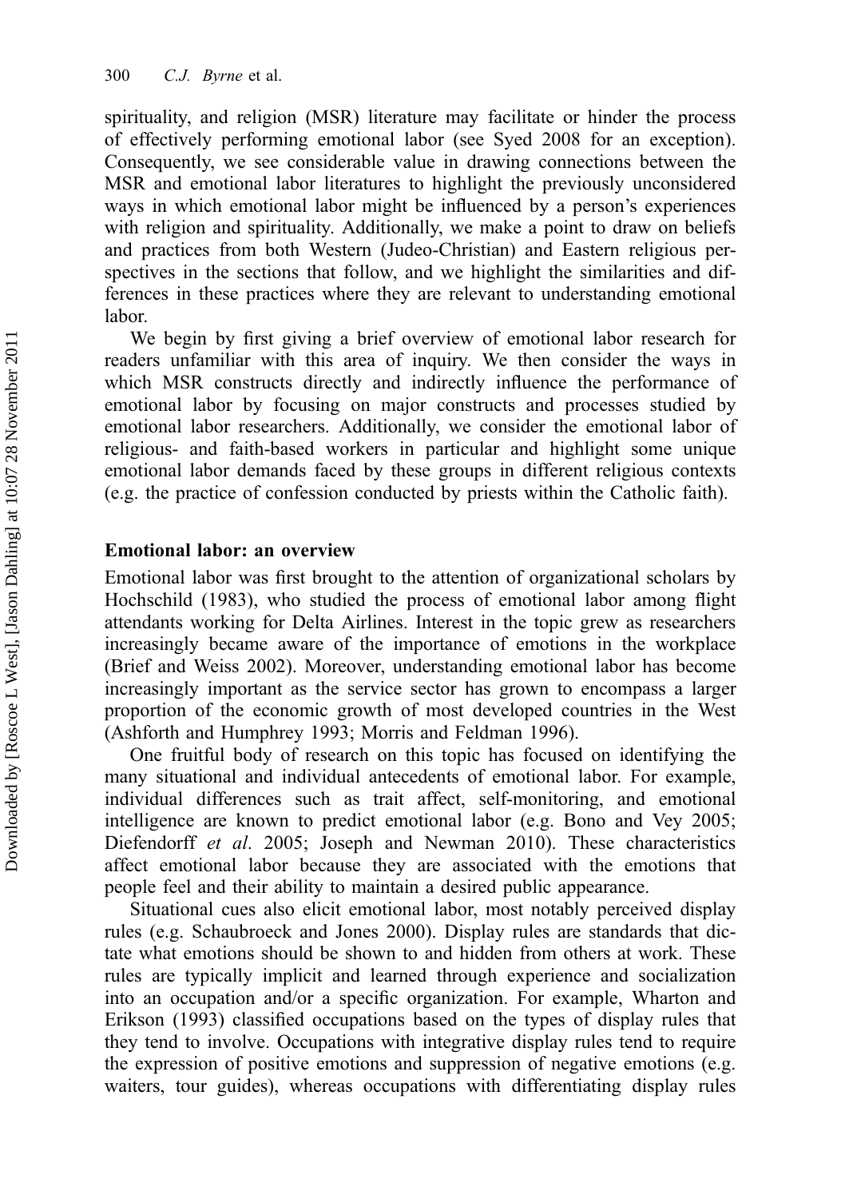spirituality, and religion (MSR) literature may facilitate or hinder the process of effectively performing emotional labor (see Syed 2008 for an exception). Consequently, we see considerable value in drawing connections between the MSR and emotional labor literatures to highlight the previously unconsidered ways in which emotional labor might be influenced by a person's experiences with religion and spirituality. Additionally, we make a point to draw on beliefs and practices from both Western (Judeo-Christian) and Eastern religious perspectives in the sections that follow, and we highlight the similarities and differences in these practices where they are relevant to understanding emotional labor.

We begin by first giving a brief overview of emotional labor research for readers unfamiliar with this area of inquiry. We then consider the ways in which MSR constructs directly and indirectly influence the performance of emotional labor by focusing on major constructs and processes studied by emotional labor researchers. Additionally, we consider the emotional labor of religious- and faith-based workers in particular and highlight some unique emotional labor demands faced by these groups in different religious contexts (e.g. the practice of confession conducted by priests within the Catholic faith).

## Emotional labor: an overview

Emotional labor was first brought to the attention of organizational scholars by Hochschild (1983), who studied the process of emotional labor among flight attendants working for Delta Airlines. Interest in the topic grew as researchers increasingly became aware of the importance of emotions in the workplace (Brief and Weiss 2002). Moreover, understanding emotional labor has become increasingly important as the service sector has grown to encompass a larger proportion of the economic growth of most developed countries in the West (Ashforth and Humphrey 1993; Morris and Feldman 1996).

One fruitful body of research on this topic has focused on identifying the many situational and individual antecedents of emotional labor. For example, individual differences such as trait affect, self-monitoring, and emotional intelligence are known to predict emotional labor (e.g. Bono and Vey 2005; Diefendorff *et al*. 2005; Joseph and Newman 2010). These characteristics affect emotional labor because they are associated with the emotions that people feel and their ability to maintain a desired public appearance.

Situational cues also elicit emotional labor, most notably perceived display rules (e.g. Schaubroeck and Jones 2000). Display rules are standards that dictate what emotions should be shown to and hidden from others at work. These rules are typically implicit and learned through experience and socialization into an occupation and/or a specific organization. For example, Wharton and Erikson (1993) classified occupations based on the types of display rules that they tend to involve. Occupations with integrative display rules tend to require the expression of positive emotions and suppression of negative emotions (e.g. waiters, tour guides), whereas occupations with differentiating display rules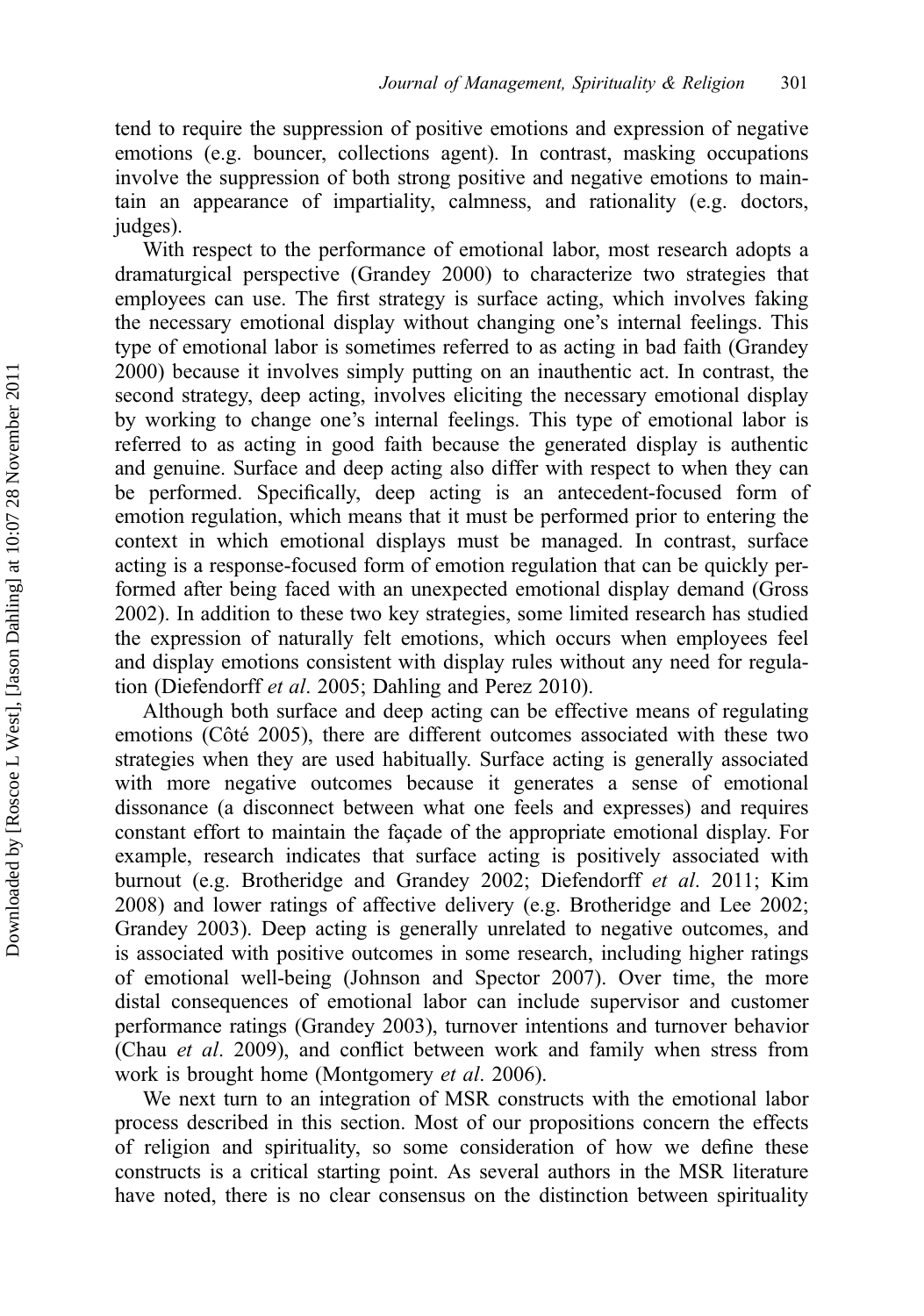tend to require the suppression of positive emotions and expression of negative emotions (e.g. bouncer, collections agent). In contrast, masking occupations involve the suppression of both strong positive and negative emotions to maintain an appearance of impartiality, calmness, and rationality (e.g. doctors, judges).

With respect to the performance of emotional labor, most research adopts a dramaturgical perspective (Grandey 2000) to characterize two strategies that employees can use. The first strategy is surface acting, which involves faking the necessary emotional display without changing one's internal feelings. This type of emotional labor is sometimes referred to as acting in bad faith (Grandey 2000) because it involves simply putting on an inauthentic act. In contrast, the second strategy, deep acting, involves eliciting the necessary emotional display by working to change one's internal feelings. This type of emotional labor is referred to as acting in good faith because the generated display is authentic and genuine. Surface and deep acting also differ with respect to when they can be performed. Specifically, deep acting is an antecedent-focused form of emotion regulation, which means that it must be performed prior to entering the context in which emotional displays must be managed. In contrast, surface acting is a response-focused form of emotion regulation that can be quickly performed after being faced with an unexpected emotional display demand (Gross 2002). In addition to these two key strategies, some limited research has studied the expression of naturally felt emotions, which occurs when employees feel and display emotions consistent with display rules without any need for regulation (Diefendorff *et al*. 2005; Dahling and Perez 2010).

Although both surface and deep acting can be effective means of regulating emotions (Côté 2005), there are different outcomes associated with these two strategies when they are used habitually. Surface acting is generally associated with more negative outcomes because it generates a sense of emotional dissonance (a disconnect between what one feels and expresses) and requires constant effort to maintain the façade of the appropriate emotional display. For example, research indicates that surface acting is positively associated with burnout (e.g. Brotheridge and Grandey 2002; Diefendorff *et al*. 2011; Kim 2008) and lower ratings of affective delivery (e.g. Brotheridge and Lee 2002; Grandey 2003). Deep acting is generally unrelated to negative outcomes, and is associated with positive outcomes in some research, including higher ratings of emotional well-being (Johnson and Spector 2007). Over time, the more distal consequences of emotional labor can include supervisor and customer performance ratings (Grandey 2003), turnover intentions and turnover behavior (Chau *et al*. 2009), and conflict between work and family when stress from work is brought home (Montgomery *et al*. 2006).

We next turn to an integration of MSR constructs with the emotional labor process described in this section. Most of our propositions concern the effects of religion and spirituality, so some consideration of how we define these constructs is a critical starting point. As several authors in the MSR literature have noted, there is no clear consensus on the distinction between spirituality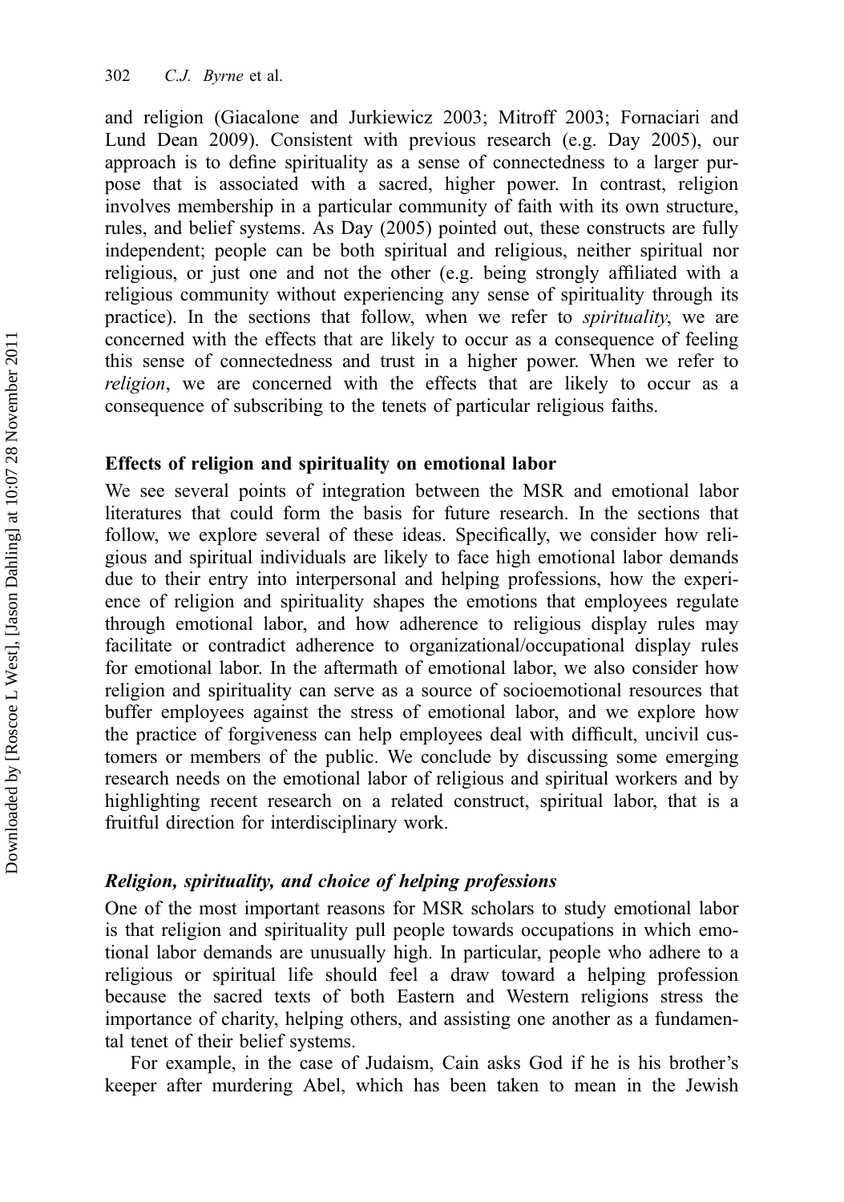and religion (Giacalone and Jurkiewicz 2003; Mitroff 2003; Fornaciari and Lund Dean 2009). Consistent with previous research (e.g. Day 2005), our approach is to define spirituality as a sense of connectedness to a larger purpose that is associated with a sacred, higher power. In contrast, religion involves membership in a particular community of faith with its own structure, rules, and belief systems. As Day (2005) pointed out, these constructs are fully independent; people can be both spiritual and religious, neither spiritual nor religious, or just one and not the other (e.g. being strongly affiliated with a religious community without experiencing any sense of spirituality through its practice). In the sections that follow, when we refer to *spirituality*, we are concerned with the effects that are likely to occur as a consequence of feeling this sense of connectedness and trust in a higher power. When we refer to *religion*, we are concerned with the effects that are likely to occur as a consequence of subscribing to the tenets of particular religious faiths.

## Effects of religion and spirituality on emotional labor

We see several points of integration between the MSR and emotional labor literatures that could form the basis for future research. In the sections that follow, we explore several of these ideas. Specifically, we consider how religious and spiritual individuals are likely to face high emotional labor demands due to their entry into interpersonal and helping professions, how the experience of religion and spirituality shapes the emotions that employees regulate through emotional labor, and how adherence to religious display rules may facilitate or contradict adherence to organizational/occupational display rules for emotional labor. In the aftermath of emotional labor, we also consider how religion and spirituality can serve as a source of socioemotional resources that buffer employees against the stress of emotional labor, and we explore how the practice of forgiveness can help employees deal with difficult, uncivil customers or members of the public. We conclude by discussing some emerging research needs on the emotional labor of religious and spiritual workers and by highlighting recent research on a related construct, spiritual labor, that is a fruitful direction for interdisciplinary work.

### *Religion, spirituality, and choice of helping professions*

One of the most important reasons for MSR scholars to study emotional labor is that religion and spirituality pull people towards occupations in which emotional labor demands are unusually high. In particular, people who adhere to a religious or spiritual life should feel a draw toward a helping profession because the sacred texts of both Eastern and Western religions stress the importance of charity, helping others, and assisting one another as a fundamental tenet of their belief systems.

For example, in the case of Judaism, Cain asks God if he is his brother's keeper after murdering Abel, which has been taken to mean in the Jewish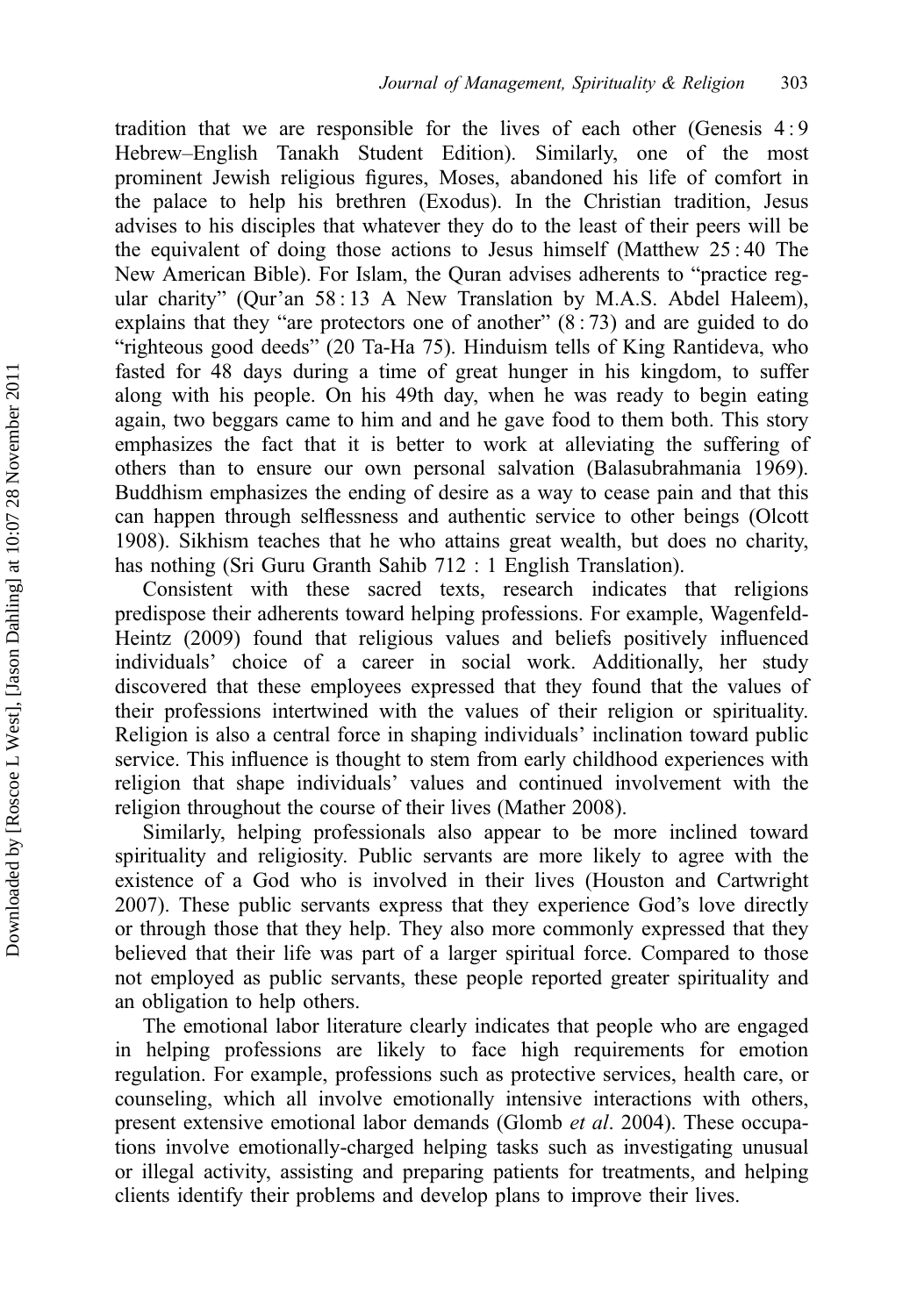tradition that we are responsible for the lives of each other (Genesis 4 : 9 Hebrew–English Tanakh Student Edition). Similarly, one of the most prominent Jewish religious figures, Moses, abandoned his life of comfort in the palace to help his brethren (Exodus). In the Christian tradition, Jesus advises to his disciples that whatever they do to the least of their peers will be the equivalent of doing those actions to Jesus himself (Matthew 25 : 40 The New American Bible). For Islam, the Quran advises adherents to "practice regular charity" (Qur'an 58 : 13 A New Translation by M.A.S. Abdel Haleem), explains that they "are protectors one of another" (8 : 73) and are guided to do "righteous good deeds" (20 Ta-Ha 75). Hinduism tells of King Rantideva, who fasted for 48 days during a time of great hunger in his kingdom, to suffer along with his people. On his 49th day, when he was ready to begin eating again, two beggars came to him and and he gave food to them both. This story emphasizes the fact that it is better to work at alleviating the suffering of others than to ensure our own personal salvation (Balasubrahmania 1969). Buddhism emphasizes the ending of desire as a way to cease pain and that this can happen through selflessness and authentic service to other beings (Olcott 1908). Sikhism teaches that he who attains great wealth, but does no charity, has nothing (Sri Guru Granth Sahib 712 : 1 English Translation).

Consistent with these sacred texts, research indicates that religions predispose their adherents toward helping professions. For example, Wagenfeld-Heintz (2009) found that religious values and beliefs positively influenced individuals' choice of a career in social work. Additionally, her study discovered that these employees expressed that they found that the values of their professions intertwined with the values of their religion or spirituality. Religion is also a central force in shaping individuals' inclination toward public service. This influence is thought to stem from early childhood experiences with religion that shape individuals' values and continued involvement with the religion throughout the course of their lives (Mather 2008).

Similarly, helping professionals also appear to be more inclined toward spirituality and religiosity. Public servants are more likely to agree with the existence of a God who is involved in their lives (Houston and Cartwright 2007). These public servants express that they experience God's love directly or through those that they help. They also more commonly expressed that they believed that their life was part of a larger spiritual force. Compared to those not employed as public servants, these people reported greater spirituality and an obligation to help others.

The emotional labor literature clearly indicates that people who are engaged in helping professions are likely to face high requirements for emotion regulation. For example, professions such as protective services, health care, or counseling, which all involve emotionally intensive interactions with others, present extensive emotional labor demands (Glomb *et al*. 2004). These occupations involve emotionally-charged helping tasks such as investigating unusual or illegal activity, assisting and preparing patients for treatments, and helping clients identify their problems and develop plans to improve their lives.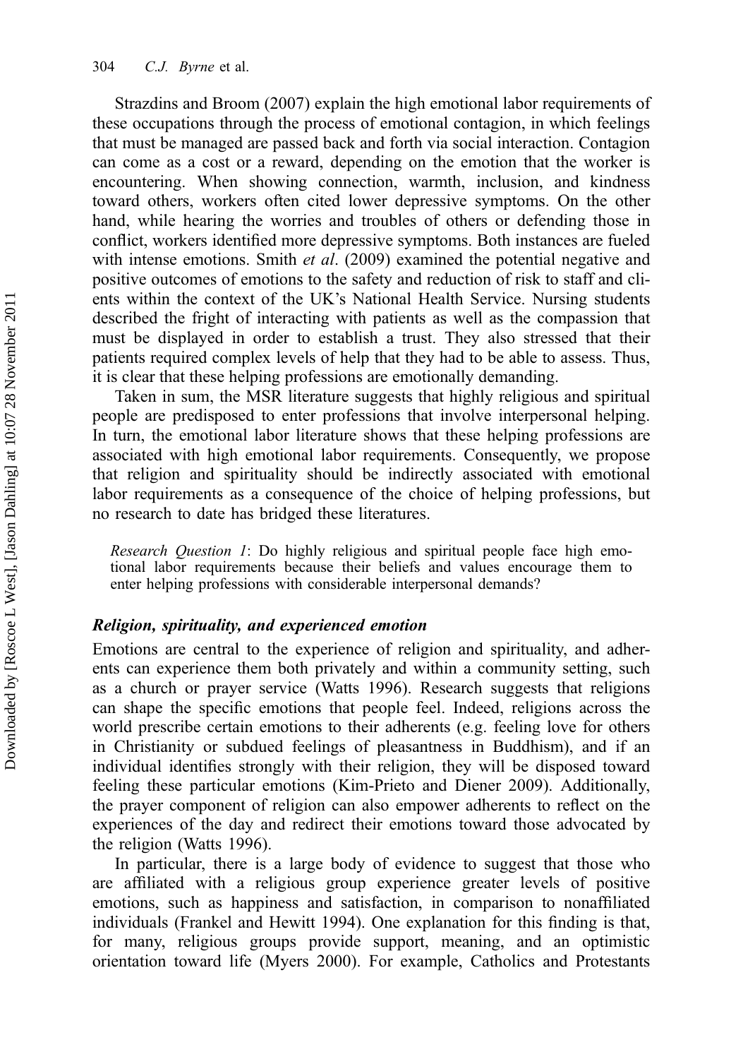Strazdins and Broom (2007) explain the high emotional labor requirements of these occupations through the process of emotional contagion, in which feelings that must be managed are passed back and forth via social interaction. Contagion can come as a cost or a reward, depending on the emotion that the worker is encountering. When showing connection, warmth, inclusion, and kindness toward others, workers often cited lower depressive symptoms. On the other hand, while hearing the worries and troubles of others or defending those in conflict, workers identified more depressive symptoms. Both instances are fueled with intense emotions. Smith *et al*. (2009) examined the potential negative and positive outcomes of emotions to the safety and reduction of risk to staff and clients within the context of the UK's National Health Service. Nursing students described the fright of interacting with patients as well as the compassion that must be displayed in order to establish a trust. They also stressed that their patients required complex levels of help that they had to be able to assess. Thus, it is clear that these helping professions are emotionally demanding.

Taken in sum, the MSR literature suggests that highly religious and spiritual people are predisposed to enter professions that involve interpersonal helping. In turn, the emotional labor literature shows that these helping professions are associated with high emotional labor requirements. Consequently, we propose that religion and spirituality should be indirectly associated with emotional labor requirements as a consequence of the choice of helping professions, but no research to date has bridged these literatures.

> *Research Question 1*: Do highly religious and spiritual people face high emotional labor requirements because their beliefs and values encourage them to enter helping professions with considerable interpersonal demands?

### *Religion, spirituality, and experienced emotion*

Emotions are central to the experience of religion and spirituality, and adherents can experience them both privately and within a community setting, such as a church or prayer service (Watts 1996). Research suggests that religions can shape the specific emotions that people feel. Indeed, religions across the world prescribe certain emotions to their adherents (e.g. feeling love for others in Christianity or subdued feelings of pleasantness in Buddhism), and if an individual identifies strongly with their religion, they will be disposed toward feeling these particular emotions (Kim-Prieto and Diener 2009). Additionally, the prayer component of religion can also empower adherents to reflect on the experiences of the day and redirect their emotions toward those advocated by the religion (Watts 1996).

In particular, there is a large body of evidence to suggest that those who are affiliated with a religious group experience greater levels of positive emotions, such as happiness and satisfaction, in comparison to nonaffiliated individuals (Frankel and Hewitt 1994). One explanation for this finding is that, for many, religious groups provide support, meaning, and an optimistic orientation toward life (Myers 2000). For example, Catholics and Protestants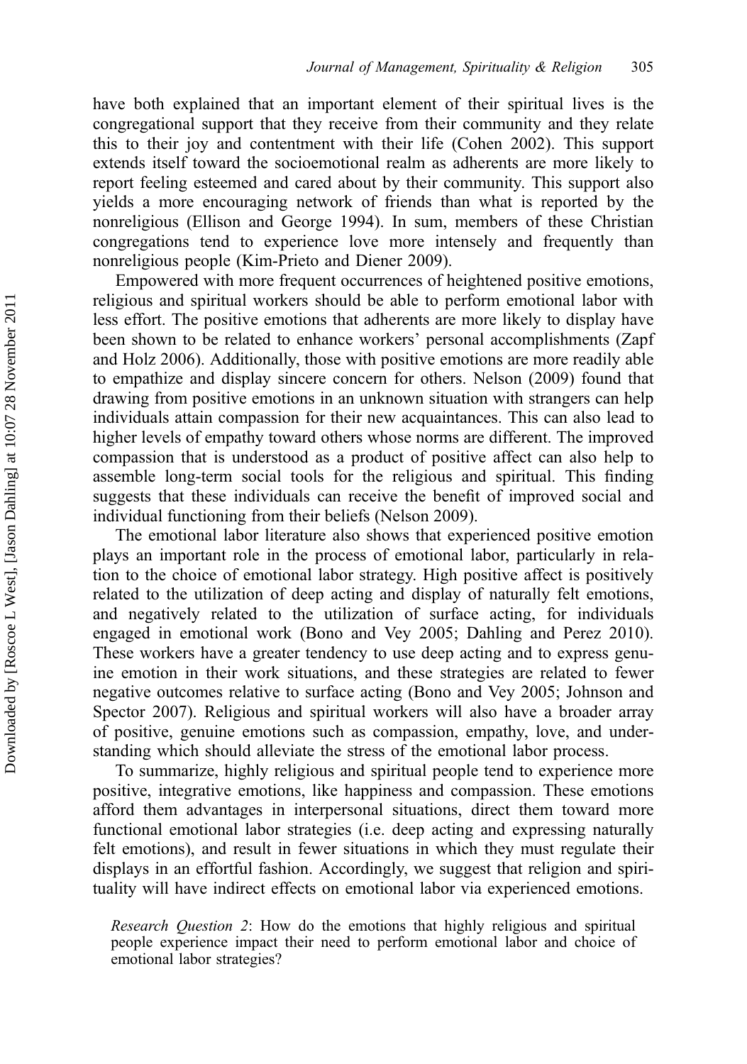have both explained that an important element of their spiritual lives is the congregational support that they receive from their community and they relate this to their joy and contentment with their life (Cohen 2002). This support extends itself toward the socioemotional realm as adherents are more likely to report feeling esteemed and cared about by their community. This support also yields a more encouraging network of friends than what is reported by the nonreligious (Ellison and George 1994). In sum, members of these Christian congregations tend to experience love more intensely and frequently than nonreligious people (Kim-Prieto and Diener 2009).

Empowered with more frequent occurrences of heightened positive emotions, religious and spiritual workers should be able to perform emotional labor with less effort. The positive emotions that adherents are more likely to display have been shown to be related to enhance workers' personal accomplishments (Zapf and Holz 2006). Additionally, those with positive emotions are more readily able to empathize and display sincere concern for others. Nelson (2009) found that drawing from positive emotions in an unknown situation with strangers can help individuals attain compassion for their new acquaintances. This can also lead to higher levels of empathy toward others whose norms are different. The improved compassion that is understood as a product of positive affect can also help to assemble long-term social tools for the religious and spiritual. This finding suggests that these individuals can receive the benefit of improved social and individual functioning from their beliefs (Nelson 2009).

The emotional labor literature also shows that experienced positive emotion plays an important role in the process of emotional labor, particularly in relation to the choice of emotional labor strategy. High positive affect is positively related to the utilization of deep acting and display of naturally felt emotions, and negatively related to the utilization of surface acting, for individuals engaged in emotional work (Bono and Vey 2005; Dahling and Perez 2010). These workers have a greater tendency to use deep acting and to express genuine emotion in their work situations, and these strategies are related to fewer negative outcomes relative to surface acting (Bono and Vey 2005; Johnson and Spector 2007). Religious and spiritual workers will also have a broader array of positive, genuine emotions such as compassion, empathy, love, and understanding which should alleviate the stress of the emotional labor process.

To summarize, highly religious and spiritual people tend to experience more positive, integrative emotions, like happiness and compassion. These emotions afford them advantages in interpersonal situations, direct them toward more functional emotional labor strategies (i.e. deep acting and expressing naturally felt emotions), and result in fewer situations in which they must regulate their displays in an effortful fashion. Accordingly, we suggest that religion and spirituality will have indirect effects on emotional labor via experienced emotions.

> *Research Question 2*: How do the emotions that highly religious and spiritual people experience impact their need to perform emotional labor and choice of emotional labor strategies?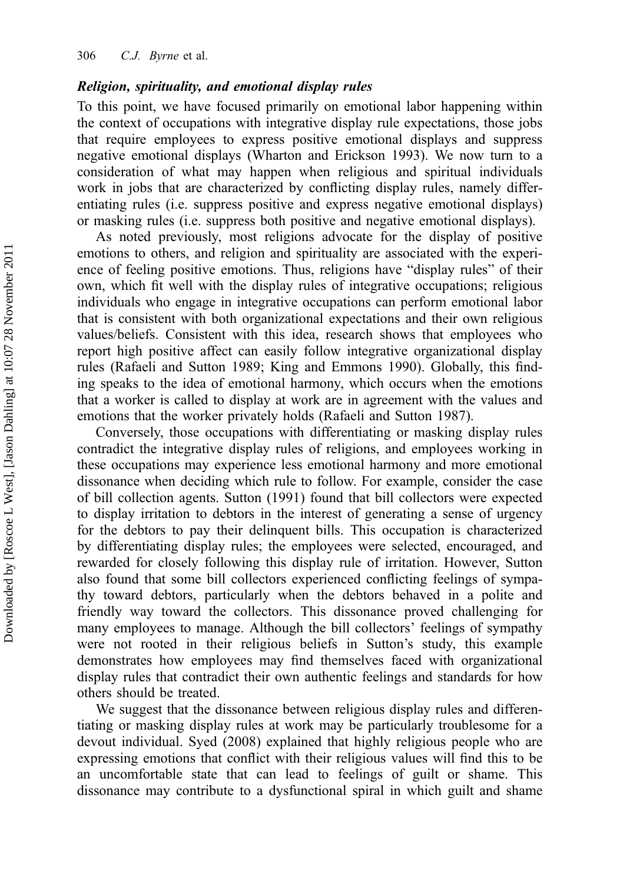### *Religion, spirituality, and emotional display rules*

To this point, we have focused primarily on emotional labor happening within the context of occupations with integrative display rule expectations, those jobs that require employees to express positive emotional displays and suppress negative emotional displays (Wharton and Erickson 1993). We now turn to a consideration of what may happen when religious and spiritual individuals work in jobs that are characterized by conflicting display rules, namely differentiating rules (i.e. suppress positive and express negative emotional displays) or masking rules (i.e. suppress both positive and negative emotional displays).

As noted previously, most religions advocate for the display of positive emotions to others, and religion and spirituality are associated with the experience of feeling positive emotions. Thus, religions have "display rules" of their own, which fit well with the display rules of integrative occupations; religious individuals who engage in integrative occupations can perform emotional labor that is consistent with both organizational expectations and their own religious values/beliefs. Consistent with this idea, research shows that employees who report high positive affect can easily follow integrative organizational display rules (Rafaeli and Sutton 1989; King and Emmons 1990). Globally, this finding speaks to the idea of emotional harmony, which occurs when the emotions that a worker is called to display at work are in agreement with the values and emotions that the worker privately holds (Rafaeli and Sutton 1987).

Conversely, those occupations with differentiating or masking display rules contradict the integrative display rules of religions, and employees working in these occupations may experience less emotional harmony and more emotional dissonance when deciding which rule to follow. For example, consider the case of bill collection agents. Sutton (1991) found that bill collectors were expected to display irritation to debtors in the interest of generating a sense of urgency for the debtors to pay their delinquent bills. This occupation is characterized by differentiating display rules; the employees were selected, encouraged, and rewarded for closely following this display rule of irritation. However, Sutton also found that some bill collectors experienced conflicting feelings of sympathy toward debtors, particularly when the debtors behaved in a polite and friendly way toward the collectors. This dissonance proved challenging for many employees to manage. Although the bill collectors' feelings of sympathy were not rooted in their religious beliefs in Sutton's study, this example demonstrates how employees may find themselves faced with organizational display rules that contradict their own authentic feelings and standards for how others should be treated.

We suggest that the dissonance between religious display rules and differentiating or masking display rules at work may be particularly troublesome for a devout individual. Syed (2008) explained that highly religious people who are expressing emotions that conflict with their religious values will find this to be an uncomfortable state that can lead to feelings of guilt or shame. This dissonance may contribute to a dysfunctional spiral in which guilt and shame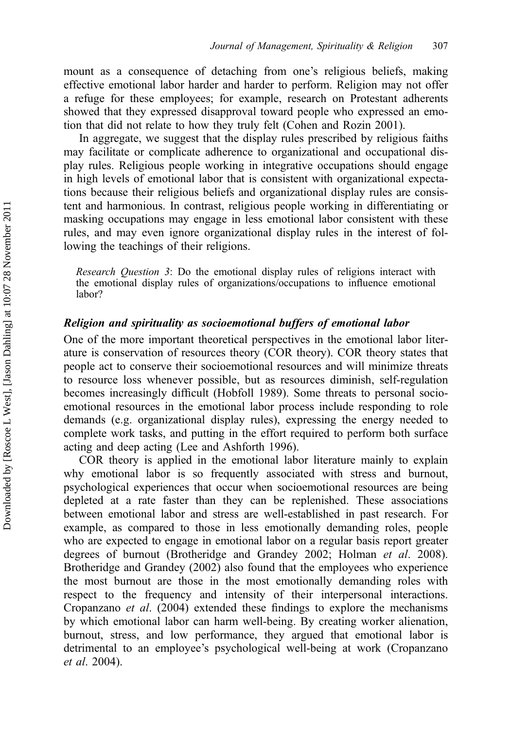mount as a consequence of detaching from one's religious beliefs, making effective emotional labor harder and harder to perform. Religion may not offer a refuge for these employees; for example, research on Protestant adherents showed that they expressed disapproval toward people who expressed an emotion that did not relate to how they truly felt (Cohen and Rozin 2001).

In aggregate, we suggest that the display rules prescribed by religious faiths may facilitate or complicate adherence to organizational and occupational display rules. Religious people working in integrative occupations should engage in high levels of emotional labor that is consistent with organizational expectations because their religious beliefs and organizational display rules are consistent and harmonious. In contrast, religious people working in differentiating or masking occupations may engage in less emotional labor consistent with these rules, and may even ignore organizational display rules in the interest of following the teachings of their religions.

> *Research Question 3*: Do the emotional display rules of religions interact with the emotional display rules of organizations/occupations to influence emotional labor?

### *Religion and spirituality as socioemotional buffers of emotional labor*

One of the more important theoretical perspectives in the emotional labor literature is conservation of resources theory (COR theory). COR theory states that people act to conserve their socioemotional resources and will minimize threats to resource loss whenever possible, but as resources diminish, self-regulation becomes increasingly difficult (Hobfoll 1989). Some threats to personal socioemotional resources in the emotional labor process include responding to role demands (e.g. organizational display rules), expressing the energy needed to complete work tasks, and putting in the effort required to perform both surface acting and deep acting (Lee and Ashforth 1996).

COR theory is applied in the emotional labor literature mainly to explain why emotional labor is so frequently associated with stress and burnout, psychological experiences that occur when socioemotional resources are being depleted at a rate faster than they can be replenished. These associations between emotional labor and stress are well-established in past research. For example, as compared to those in less emotionally demanding roles, people who are expected to engage in emotional labor on a regular basis report greater degrees of burnout (Brotheridge and Grandey 2002; Holman *et al*. 2008). Brotheridge and Grandey (2002) also found that the employees who experience the most burnout are those in the most emotionally demanding roles with respect to the frequency and intensity of their interpersonal interactions. Cropanzano *et al*. (2004) extended these findings to explore the mechanisms by which emotional labor can harm well-being. By creating worker alienation, burnout, stress, and low performance, they argued that emotional labor is detrimental to an employee's psychological well-being at work (Cropanzano *et al*. 2004).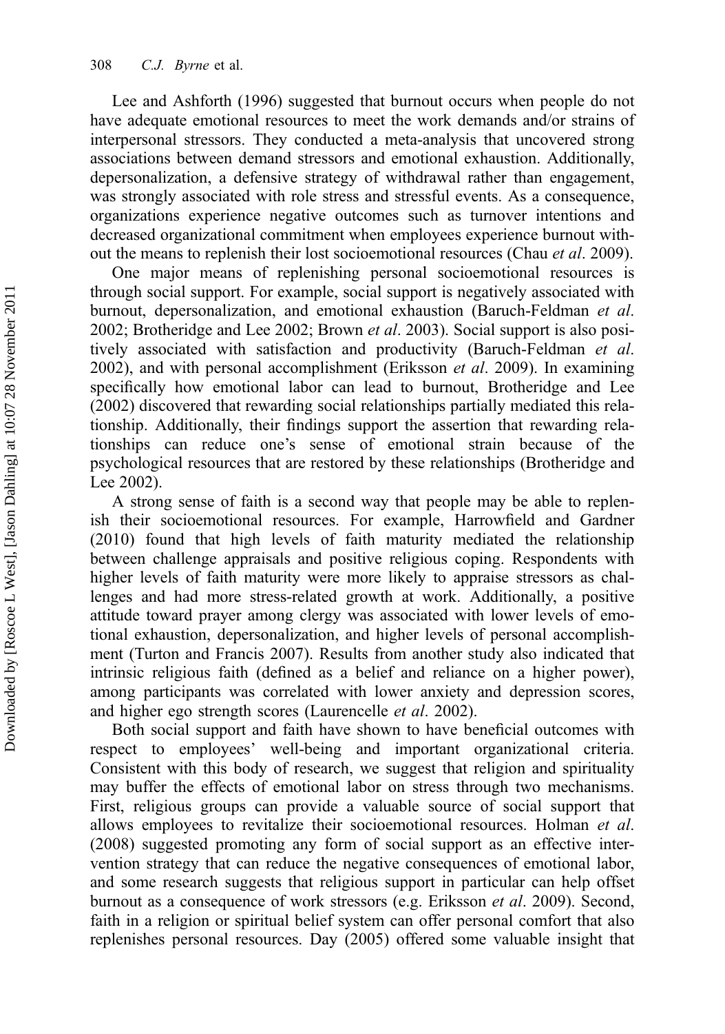Lee and Ashforth (1996) suggested that burnout occurs when people do not have adequate emotional resources to meet the work demands and/or strains of interpersonal stressors. They conducted a meta-analysis that uncovered strong associations between demand stressors and emotional exhaustion. Additionally, depersonalization, a defensive strategy of withdrawal rather than engagement, was strongly associated with role stress and stressful events. As a consequence, organizations experience negative outcomes such as turnover intentions and decreased organizational commitment when employees experience burnout without the means to replenish their lost socioemotional resources (Chau *et al*. 2009).

One major means of replenishing personal socioemotional resources is through social support. For example, social support is negatively associated with burnout, depersonalization, and emotional exhaustion (Baruch-Feldman *et al*. 2002; Brotheridge and Lee 2002; Brown *et al*. 2003). Social support is also positively associated with satisfaction and productivity (Baruch-Feldman *et al*. 2002), and with personal accomplishment (Eriksson *et al*. 2009). In examining specifically how emotional labor can lead to burnout, Brotheridge and Lee (2002) discovered that rewarding social relationships partially mediated this relationship. Additionally, their findings support the assertion that rewarding relationships can reduce one's sense of emotional strain because of the psychological resources that are restored by these relationships (Brotheridge and Lee 2002).

A strong sense of faith is a second way that people may be able to replenish their socioemotional resources. For example, Harrowfield and Gardner (2010) found that high levels of faith maturity mediated the relationship between challenge appraisals and positive religious coping. Respondents with higher levels of faith maturity were more likely to appraise stressors as challenges and had more stress-related growth at work. Additionally, a positive attitude toward prayer among clergy was associated with lower levels of emotional exhaustion, depersonalization, and higher levels of personal accomplishment (Turton and Francis 2007). Results from another study also indicated that intrinsic religious faith (defined as a belief and reliance on a higher power), among participants was correlated with lower anxiety and depression scores, and higher ego strength scores (Laurencelle *et al*. 2002).

Both social support and faith have shown to have beneficial outcomes with respect to employees' well-being and important organizational criteria. Consistent with this body of research, we suggest that religion and spirituality may buffer the effects of emotional labor on stress through two mechanisms. First, religious groups can provide a valuable source of social support that allows employees to revitalize their socioemotional resources. Holman *et al*. (2008) suggested promoting any form of social support as an effective intervention strategy that can reduce the negative consequences of emotional labor, and some research suggests that religious support in particular can help offset burnout as a consequence of work stressors (e.g. Eriksson *et al*. 2009). Second, faith in a religion or spiritual belief system can offer personal comfort that also replenishes personal resources. Day (2005) offered some valuable insight that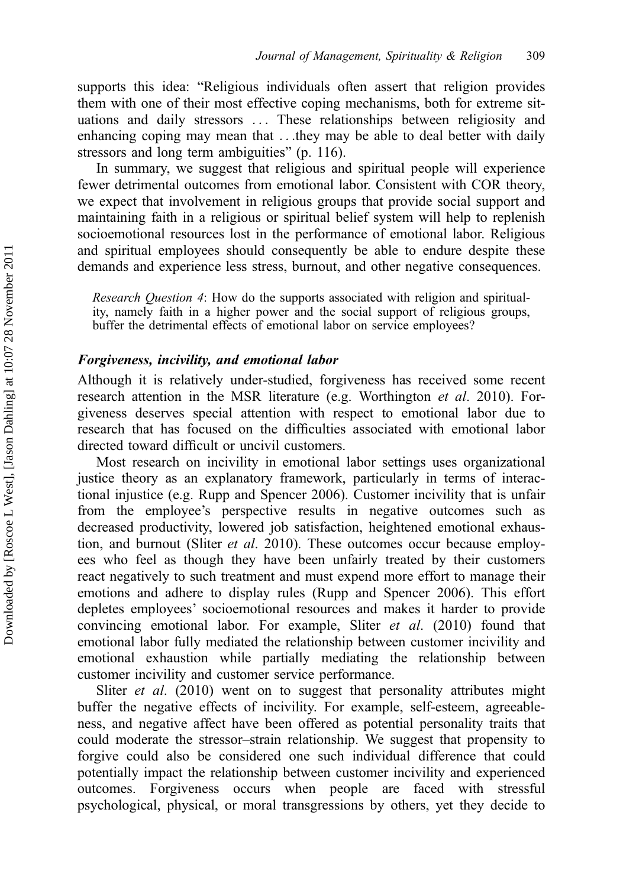supports this idea: "Religious individuals often assert that religion provides them with one of their most effective coping mechanisms, both for extreme situations and daily stressors ... These relationships between religiosity and enhancing coping may mean that ...they may be able to deal better with daily stressors and long term ambiguities" (p. 116).

In summary, we suggest that religious and spiritual people will experience fewer detrimental outcomes from emotional labor. Consistent with COR theory, we expect that involvement in religious groups that provide social support and maintaining faith in a religious or spiritual belief system will help to replenish socioemotional resources lost in the performance of emotional labor. Religious and spiritual employees should consequently be able to endure despite these demands and experience less stress, burnout, and other negative consequences.

> *Research Question 4*: How do the supports associated with religion and spirituality, namely faith in a higher power and the social support of religious groups, buffer the detrimental effects of emotional labor on service employees?

### *Forgiveness, incivility, and emotional labor*

Although it is relatively under-studied, forgiveness has received some recent research attention in the MSR literature (e.g. Worthington *et al*. 2010). Forgiveness deserves special attention with respect to emotional labor due to research that has focused on the difficulties associated with emotional labor directed toward difficult or uncivil customers.

Most research on incivility in emotional labor settings uses organizational justice theory as an explanatory framework, particularly in terms of interactional injustice (e.g. Rupp and Spencer 2006). Customer incivility that is unfair from the employee's perspective results in negative outcomes such as decreased productivity, lowered job satisfaction, heightened emotional exhaustion, and burnout (Sliter *et al*. 2010). These outcomes occur because employees who feel as though they have been unfairly treated by their customers react negatively to such treatment and must expend more effort to manage their emotions and adhere to display rules (Rupp and Spencer 2006). This effort depletes employees' socioemotional resources and makes it harder to provide convincing emotional labor. For example, Sliter *et al*. (2010) found that emotional labor fully mediated the relationship between customer incivility and emotional exhaustion while partially mediating the relationship between customer incivility and customer service performance.

Sliter *et al*. (2010) went on to suggest that personality attributes might buffer the negative effects of incivility. For example, self-esteem, agreeableness, and negative affect have been offered as potential personality traits that could moderate the stressor–strain relationship. We suggest that propensity to forgive could also be considered one such individual difference that could potentially impact the relationship between customer incivility and experienced outcomes. Forgiveness occurs when people are faced with stressful psychological, physical, or moral transgressions by others, yet they decide to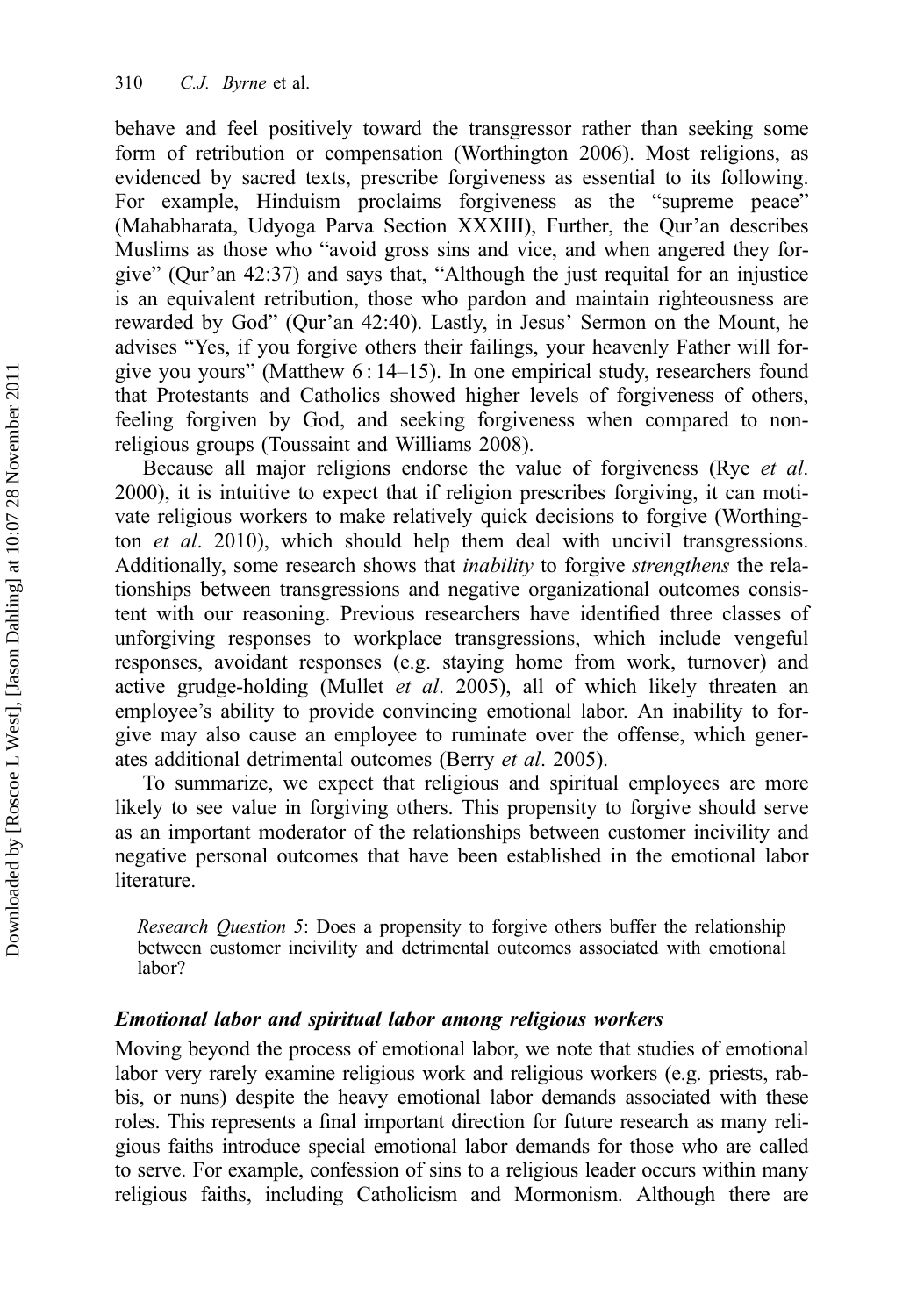behave and feel positively toward the transgressor rather than seeking some form of retribution or compensation (Worthington 2006). Most religions, as evidenced by sacred texts, prescribe forgiveness as essential to its following. For example, Hinduism proclaims forgiveness as the "supreme peace" (Mahabharata, Udyoga Parva Section XXXIII), Further, the Qur'an describes Muslims as those who "avoid gross sins and vice, and when angered they forgive" (Qur'an 42:37) and says that, "Although the just requital for an injustice is an equivalent retribution, those who pardon and maintain righteousness are rewarded by God" (Qur'an 42:40). Lastly, in Jesus' Sermon on the Mount, he advises "Yes, if you forgive others their failings, your heavenly Father will forgive you yours" (Matthew 6 : 14–15). In one empirical study, researchers found that Protestants and Catholics showed higher levels of forgiveness of others, feeling forgiven by God, and seeking forgiveness when compared to non-religious groups (Toussaint and Williams 2008).

Because all major religions endorse the value of forgiveness (Rye *et al*. 2000), it is intuitive to expect that if religion prescribes forgiving, it can motivate religious workers to make relatively quick decisions to forgive (Worthington *et al*. 2010), which should help them deal with uncivil transgressions. Additionally, some research shows that *inability* to forgive *strengthens* the relationships between transgressions and negative organizational outcomes consistent with our reasoning. Previous researchers have identified three classes of unforgiving responses to workplace transgressions, which include vengeful responses, avoidant responses (e.g. staying home from work, turnover) and active grudge-holding (Mullet *et al*. 2005), all of which likely threaten an employee's ability to provide convincing emotional labor. An inability to forgive may also cause an employee to ruminate over the offense, which generates additional detrimental outcomes (Berry *et al*. 2005).

To summarize, we expect that religious and spiritual employees are more likely to see value in forgiving others. This propensity to forgive should serve as an important moderator of the relationships between customer incivility and negative personal outcomes that have been established in the emotional labor literature.

> *Research Question 5*: Does a propensity to forgive others buffer the relationship between customer incivility and detrimental outcomes associated with emotional labor?

### *Emotional labor and spiritual labor among religious workers*

Moving beyond the process of emotional labor, we note that studies of emotional labor very rarely examine religious work and religious workers (e.g. priests, rabbis, or nuns) despite the heavy emotional labor demands associated with these roles. This represents a final important direction for future research as many religious faiths introduce special emotional labor demands for those who are called to serve. For example, confession of sins to a religious leader occurs within many religious faiths, including Catholicism and Mormonism. Although there are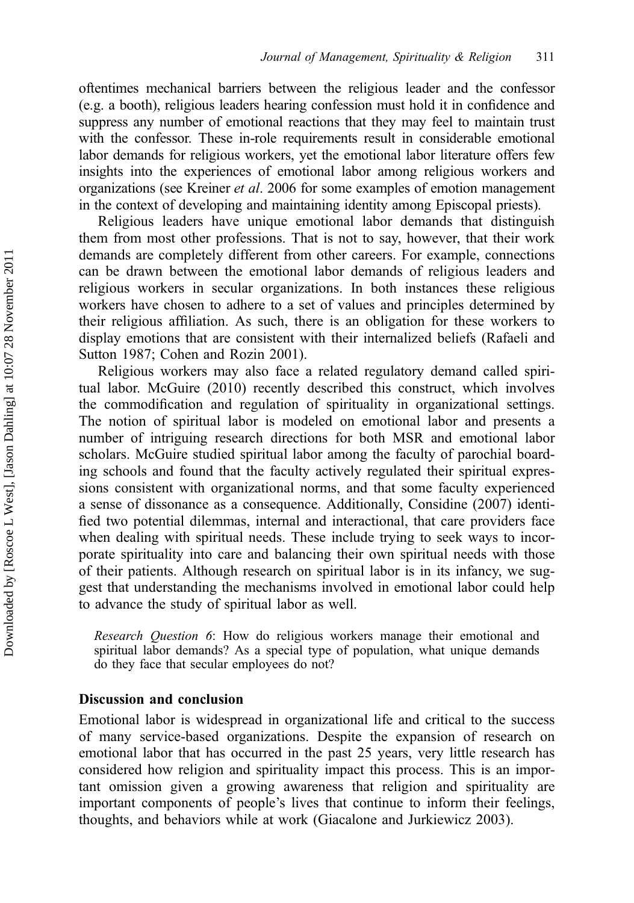oftentimes mechanical barriers between the religious leader and the confessor (e.g. a booth), religious leaders hearing confession must hold it in confidence and suppress any number of emotional reactions that they may feel to maintain trust with the confessor. These in-role requirements result in considerable emotional labor demands for religious workers, yet the emotional labor literature offers few insights into the experiences of emotional labor among religious workers and organizations (see Kreiner *et al*. 2006 for some examples of emotion management in the context of developing and maintaining identity among Episcopal priests).

Religious leaders have unique emotional labor demands that distinguish them from most other professions. That is not to say, however, that their work demands are completely different from other careers. For example, connections can be drawn between the emotional labor demands of religious leaders and religious workers in secular organizations. In both instances these religious workers have chosen to adhere to a set of values and principles determined by their religious affiliation. As such, there is an obligation for these workers to display emotions that are consistent with their internalized beliefs (Rafaeli and Sutton 1987; Cohen and Rozin 2001).

Religious workers may also face a related regulatory demand called spiritual labor. McGuire (2010) recently described this construct, which involves the commodification and regulation of spirituality in organizational settings. The notion of spiritual labor is modeled on emotional labor and presents a number of intriguing research directions for both MSR and emotional labor scholars. McGuire studied spiritual labor among the faculty of parochial boarding schools and found that the faculty actively regulated their spiritual expressions consistent with organizational norms, and that some faculty experienced a sense of dissonance as a consequence. Additionally, Considine (2007) identified two potential dilemmas, internal and interactional, that care providers face when dealing with spiritual needs. These include trying to seek ways to incorporate spirituality into care and balancing their own spiritual needs with those of their patients. Although research on spiritual labor is in its infancy, we suggest that understanding the mechanisms involved in emotional labor could help to advance the study of spiritual labor as well.

> *Research Question 6*: How do religious workers manage their emotional and spiritual labor demands? As a special type of population, what unique demands do they face that secular employees do not?

## Discussion and conclusion

Emotional labor is widespread in organizational life and critical to the success of many service-based organizations. Despite the expansion of research on emotional labor that has occurred in the past 25 years, very little research has considered how religion and spirituality impact this process. This is an important omission given a growing awareness that religion and spirituality are important components of people's lives that continue to inform their feelings, thoughts, and behaviors while at work (Giacalone and Jurkiewicz 2003).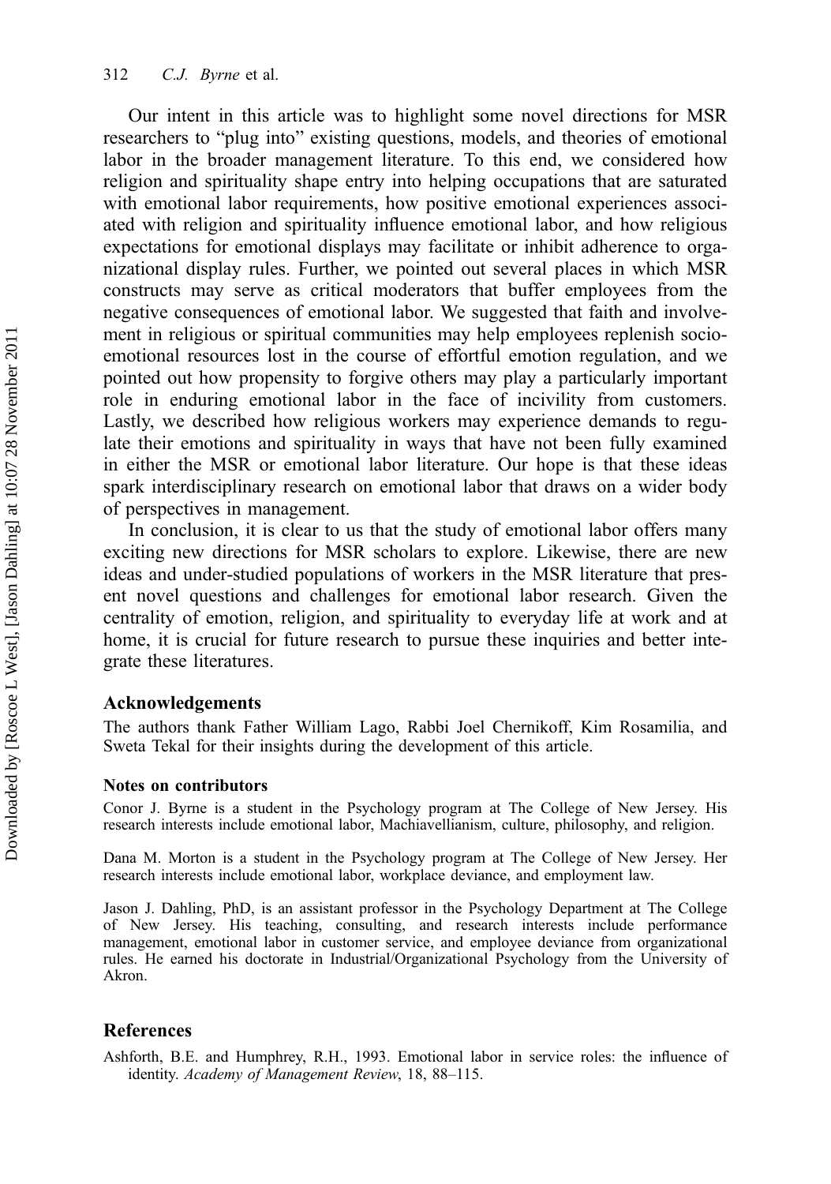Our intent in this article was to highlight some novel directions for MSR researchers to "plug into" existing questions, models, and theories of emotional labor in the broader management literature. To this end, we considered how religion and spirituality shape entry into helping occupations that are saturated with emotional labor requirements, how positive emotional experiences associated with religion and spirituality influence emotional labor, and how religious expectations for emotional displays may facilitate or inhibit adherence to organizational display rules. Further, we pointed out several places in which MSR constructs may serve as critical moderators that buffer employees from the negative consequences of emotional labor. We suggested that faith and involvement in religious or spiritual communities may help employees replenish socio-emotional resources lost in the course of effortful emotion regulation, and we pointed out how propensity to forgive others may play a particularly important role in enduring emotional labor in the face of incivility from customers. Lastly, we described how religious workers may experience demands to regulate their emotions and spirituality in ways that have not been fully examined in either the MSR or emotional labor literature. Our hope is that these ideas spark interdisciplinary research on emotional labor that draws on a wider body of perspectives in management.

In conclusion, it is clear to us that the study of emotional labor offers many exciting new directions for MSR scholars to explore. Likewise, there are new ideas and under-studied populations of workers in the MSR literature that present novel questions and challenges for emotional labor research. Given the centrality of emotion, religion, and spirituality to everyday life at work and at home, it is crucial for future research to pursue these inquiries and better integrate these literatures.

### Acknowledgements

The authors thank Father William Lago, Rabbi Joel Chernikoff, Kim Rosamilia, and Sweta Tekal for their insights during the development of this article.

#### Notes on contributors

Conor J. Byrne is a student in the Psychology program at The College of New Jersey. His research interests include emotional labor, Machiavellianism, culture, philosophy, and religion.

Dana M. Morton is a student in the Psychology program at The College of New Jersey. Her research interests include emotional labor, workplace deviance, and employment law.

Jason J. Dahling, PhD, is an assistant professor in the Psychology Department at The College of New Jersey. His teaching, consulting, and research interests include performance management, emotional labor in customer service, and employee deviance from organizational rules. He earned his doctorate in Industrial/Organizational Psychology from the University of Akron.

## References

Ashforth, B.E. and Humphrey, R.H., 1993. Emotional labor in service roles: the influence of identity. *Academy of Management Review*, 18, 88–115.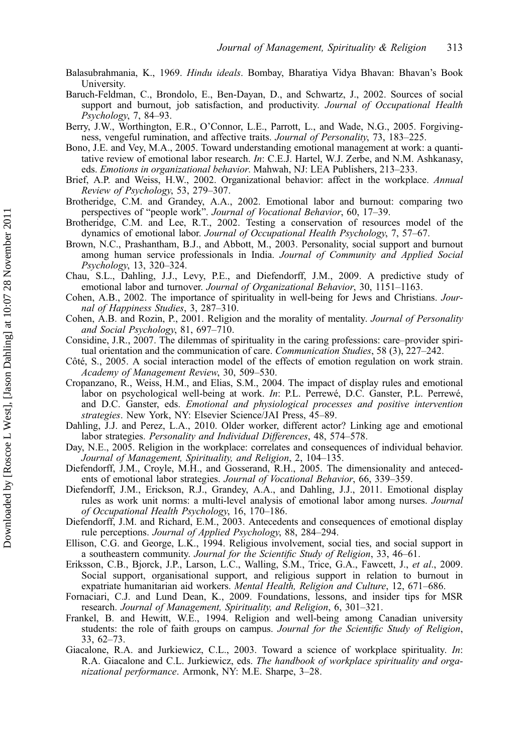Balasubrahmania, K., 1969. *Hindu ideals*. Bombay, Bharatiya Vidya Bhavan: Bhavan's Book University.

Baruch-Feldman, C., Brondolo, E., Ben-Dayan, D., and Schwartz, J., 2002. Sources of social support and burnout, job satisfaction, and productivity. *Journal of Occupational Health Psychology*, 7, 84–93.

Berry, J.W., Worthington, E.R., O'Connor, L.E., Parrott, L., and Wade, N.G., 2005. Forgivingness, vengeful rumination, and affective traits. *Journal of Personality*, 73, 183–225.

Bono, J.E. and Vey, M.A., 2005. Toward understanding emotional management at work: a quantitative review of emotional labor research. *In*: C.E.J. Hartel, W.J. Zerbe, and N.M. Ashkanasy, eds. *Emotions in organizational behavior*. Mahwah, NJ: LEA Publishers, 213–233.

Brief, A.P. and Weiss, H.W., 2002. Organizational behavior: affect in the workplace. *Annual Review of Psychology*, 53, 279–307.

Brotheridge, C.M. and Grandey, A.A., 2002. Emotional labor and burnout: comparing two perspectives of "people work". *Journal of Vocational Behavior*, 60, 17–39.

Brotheridge, C.M. and Lee, R.T., 2002. Testing a conservation of resources model of the dynamics of emotional labor. *Journal of Occupational Health Psychology*, 7, 57–67.

Brown, N.C., Prashantham, B.J., and Abbott, M., 2003. Personality, social support and burnout among human service professionals in India. *Journal of Community and Applied Social Psychology*, 13, 320–324.

Chau, S.L., Dahling, J.J., Levy, P.E., and Diefendorff, J.M., 2009. A predictive study of emotional labor and turnover. *Journal of Organizational Behavior*, 30, 1151–1163.

Cohen, A.B., 2002. The importance of spirituality in well-being for Jews and Christians. *Journal of Happiness Studies*, 3, 287–310.

Cohen, A.B. and Rozin, P., 2001. Religion and the morality of mentality. *Journal of Personality and Social Psychology*, 81, 697–710.

Considine, J.R., 2007. The dilemmas of spirituality in the caring professions: care–provider spiritual orientation and the communication of care. *Communication Studies*, 58 (3), 227–242.

Côté, S., 2005. A social interaction model of the effects of emotion regulation on work strain. *Academy of Management Review*, 30, 509–530.

Cropanzano, R., Weiss, H.M., and Elias, S.M., 2004. The impact of display rules and emotional labor on psychological well-being at work. *In*: P.L. Perrewé, D.C. Ganster, P.L. Perrewé, and D.C. Ganster, eds. *Emotional and physiological processes and positive intervention strategies*. New York, NY: Elsevier Science/JAI Press, 45–89.

Dahling, J.J. and Perez, L.A., 2010. Older worker, different actor? Linking age and emotional labor strategies. *Personality and Individual Differences*, 48, 574–578.

Day, N.E., 2005. Religion in the workplace: correlates and consequences of individual behavior. *Journal of Management, Spirituality, and Religion*, 2, 104–135.

Diefendorff, J.M., Croyle, M.H., and Gosserand, R.H., 2005. The dimensionality and antecedents of emotional labor strategies. *Journal of Vocational Behavior*, 66, 339–359.

Diefendorff, J.M., Erickson, R.J., Grandey, A.A., and Dahling, J.J., 2011. Emotional display rules as work unit norms: a multi-level analysis of emotional labor among nurses. *Journal of Occupational Health Psychology*, 16, 170–186.

Diefendorff, J.M. and Richard, E.M., 2003. Antecedents and consequences of emotional display rule perceptions. *Journal of Applied Psychology*, 88, 284–294.

Ellison, C.G. and George, L.K., 1994. Religious involvement, social ties, and social support in a southeastern community. *Journal for the Scientific Study of Religion*, 33, 46–61.

Eriksson, C.B., Bjorck, J.P., Larson, L.C., Walling, S.M., Trice, G.A., Fawcett, J., *et al*., 2009. Social support, organisational support, and religious support in relation to burnout in expatriate humanitarian aid workers. *Mental Health, Religion and Culture*, 12, 671–686.

Fornaciari, C.J. and Lund Dean, K., 2009. Foundations, lessons, and insider tips for MSR research. *Journal of Management, Spirituality, and Religion*, 6, 301–321.

Frankel, B. and Hewitt, W.E., 1994. Religion and well-being among Canadian university students: the role of faith groups on campus. *Journal for the Scientific Study of Religion*, 33, 62–73.

Giacalone, R.A. and Jurkiewicz, C.L., 2003. Toward a science of workplace spirituality. *In*: R.A. Giacalone and C.L. Jurkiewicz, eds. *The handbook of workplace spirituality and organizational performance*. Armonk, NY: M.E. Sharpe, 3–28.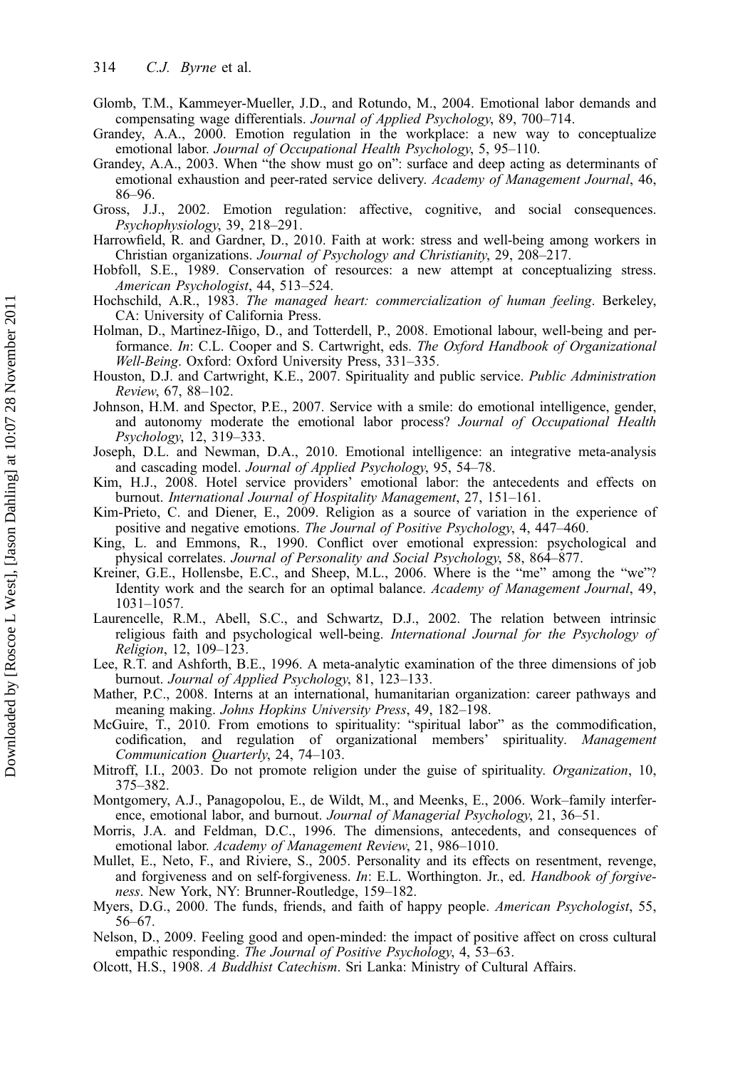Glomb, T.M., Kammeyer-Mueller, J.D., and Rotundo, M., 2004. Emotional labor demands and compensating wage differentials. *Journal of Applied Psychology*, 89, 700–714.

Grandey, A.A., 2000. Emotion regulation in the workplace: a new way to conceptualize emotional labor. *Journal of Occupational Health Psychology*, 5, 95–110.

Grandey, A.A., 2003. When "the show must go on": surface and deep acting as determinants of emotional exhaustion and peer-rated service delivery. *Academy of Management Journal*, 46, 86–96.

Gross, J.J., 2002. Emotion regulation: affective, cognitive, and social consequences. *Psychophysiology*, 39, 218–291.

Harrowfield, R. and Gardner, D., 2010. Faith at work: stress and well-being among workers in Christian organizations. *Journal of Psychology and Christianity*, 29, 208–217.

Hobfoll, S.E., 1989. Conservation of resources: a new attempt at conceptualizing stress. *American Psychologist*, 44, 513–524.

Hochschild, A.R., 1983. *The managed heart: commercialization of human feeling*. Berkeley, CA: University of California Press.

Holman, D., Martinez-Iñigo, D., and Totterdell, P., 2008. Emotional labour, well-being and performance. *In*: C.L. Cooper and S. Cartwright, eds. *The Oxford Handbook of Organizational Well-Being*. Oxford: Oxford University Press, 331–335.

Houston, D.J. and Cartwright, K.E., 2007. Spirituality and public service. *Public Administration Review*, 67, 88–102.

Johnson, H.M. and Spector, P.E., 2007. Service with a smile: do emotional intelligence, gender, and autonomy moderate the emotional labor process? *Journal of Occupational Health Psychology*, 12, 319–333.

Joseph, D.L. and Newman, D.A., 2010. Emotional intelligence: an integrative meta-analysis and cascading model. *Journal of Applied Psychology*, 95, 54–78.

Kim, H.J., 2008. Hotel service providers' emotional labor: the antecedents and effects on burnout. *International Journal of Hospitality Management*, 27, 151–161.

Kim-Prieto, C. and Diener, E., 2009. Religion as a source of variation in the experience of positive and negative emotions. *The Journal of Positive Psychology*, 4, 447–460.

King, L. and Emmons, R., 1990. Conflict over emotional expression: psychological and physical correlates. *Journal of Personality and Social Psychology*, 58, 864–877.

Kreiner, G.E., Hollensbe, E.C., and Sheep, M.L., 2006. Where is the "me" among the "we"? Identity work and the search for an optimal balance. *Academy of Management Journal*, 49, 1031–1057.

Laurencelle, R.M., Abell, S.C., and Schwartz, D.J., 2002. The relation between intrinsic religious faith and psychological well-being. *International Journal for the Psychology of Religion*, 12, 109–123.

Lee, R.T. and Ashforth, B.E., 1996. A meta-analytic examination of the three dimensions of job burnout. *Journal of Applied Psychology*, 81, 123–133.

Mather, P.C., 2008. Interns at an international, humanitarian organization: career pathways and meaning making. *Johns Hopkins University Press*, 49, 182–198.

McGuire, T., 2010. From emotions to spirituality: "spiritual labor" as the commodification, codification, and regulation of organizational members' spirituality. *Management Communication Quarterly*, 24, 74–103.

Mitroff, I.I., 2003. Do not promote religion under the guise of spirituality. *Organization*, 10, 375–382.

Montgomery, A.J., Panagopolou, E., de Wildt, M., and Meenks, E., 2006. Work–family interference, emotional labor, and burnout. *Journal of Managerial Psychology*, 21, 36–51.

Morris, J.A. and Feldman, D.C., 1996. The dimensions, antecedents, and consequences of emotional labor. *Academy of Management Review*, 21, 986–1010.

Mullet, E., Neto, F., and Riviere, S., 2005. Personality and its effects on resentment, revenge, and forgiveness and on self-forgiveness. *In*: E.L. Worthington. Jr., ed. *Handbook of forgiveness*. New York, NY: Brunner-Routledge, 159–182.

Myers, D.G., 2000. The funds, friends, and faith of happy people. *American Psychologist*, 55, 56–67.

Nelson, D., 2009. Feeling good and open-minded: the impact of positive affect on cross cultural empathic responding. *The Journal of Positive Psychology*, 4, 53–63.

Olcott, H.S., 1908. *A Buddhist Catechism*. Sri Lanka: Ministry of Cultural Affairs.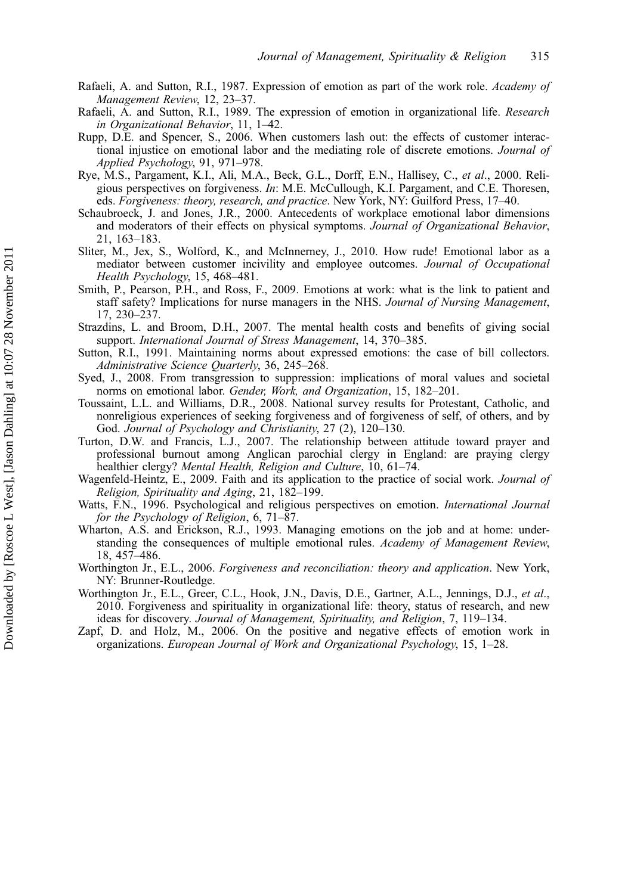Rafaeli, A. and Sutton, R.I., 1987. Expression of emotion as part of the work role. *Academy of Management Review*, 12, 23–37.

Rafaeli, A. and Sutton, R.I., 1989. The expression of emotion in organizational life. *Research in Organizational Behavior*, 11, 1–42.

Rupp, D.E. and Spencer, S., 2006. When customers lash out: the effects of customer interactional injustice on emotional labor and the mediating role of discrete emotions. *Journal of Applied Psychology*, 91, 971–978.

Rye, M.S., Pargament, K.I., Ali, M.A., Beck, G.L., Dorff, E.N., Hallisey, C., *et al*., 2000. Religious perspectives on forgiveness. *In*: M.E. McCullough, K.I. Pargament, and C.E. Thoresen, eds. *Forgiveness: theory, research, and practice*. New York, NY: Guilford Press, 17–40.

Schaubroeck, J. and Jones, J.R., 2000. Antecedents of workplace emotional labor dimensions and moderators of their effects on physical symptoms. *Journal of Organizational Behavior*, 21, 163–183.

Sliter, M., Jex, S., Wolford, K., and McInnerney, J., 2010. How rude! Emotional labor as a mediator between customer incivility and employee outcomes. *Journal of Occupational Health Psychology*, 15, 468–481.

Smith, P., Pearson, P.H., and Ross, F., 2009. Emotions at work: what is the link to patient and staff safety? Implications for nurse managers in the NHS. *Journal of Nursing Management*, 17, 230–237.

Strazdins, L. and Broom, D.H., 2007. The mental health costs and benefits of giving social support. *International Journal of Stress Management*, 14, 370–385.

Sutton, R.I., 1991. Maintaining norms about expressed emotions: the case of bill collectors. *Administrative Science Quarterly*, 36, 245–268.

Syed, J., 2008. From transgression to suppression: implications of moral values and societal norms on emotional labor. *Gender, Work, and Organization*, 15, 182–201.

Toussaint, L.L. and Williams, D.R., 2008. National survey results for Protestant, Catholic, and nonreligious experiences of seeking forgiveness and of forgiveness of self, of others, and by God. *Journal of Psychology and Christianity*, 27 (2), 120–130.

Turton, D.W. and Francis, L.J., 2007. The relationship between attitude toward prayer and professional burnout among Anglican parochial clergy in England: are praying clergy healthier clergy? *Mental Health, Religion and Culture*, 10, 61–74.

Wagenfeld-Heintz, E., 2009. Faith and its application to the practice of social work. *Journal of Religion, Spirituality and Aging*, 21, 182–199.

Watts, F.N., 1996. Psychological and religious perspectives on emotion. *International Journal for the Psychology of Religion*, 6, 71–87.

Wharton, A.S. and Erickson, R.J., 1993. Managing emotions on the job and at home: understanding the consequences of multiple emotional rules. *Academy of Management Review*, 18, 457–486.

Worthington Jr., E.L., 2006. *Forgiveness and reconciliation: theory and application*. New York, NY: Brunner-Routledge.

Worthington Jr., E.L., Greer, C.L., Hook, J.N., Davis, D.E., Gartner, A.L., Jennings, D.J., *et al*., 2010. Forgiveness and spirituality in organizational life: theory, status of research, and new ideas for discovery. *Journal of Management, Spirituality, and Religion*, 7, 119–134.

Zapf, D. and Holz, M., 2006. On the positive and negative effects of emotion work in organizations. *European Journal of Work and Organizational Psychology*, 15, 1–28.